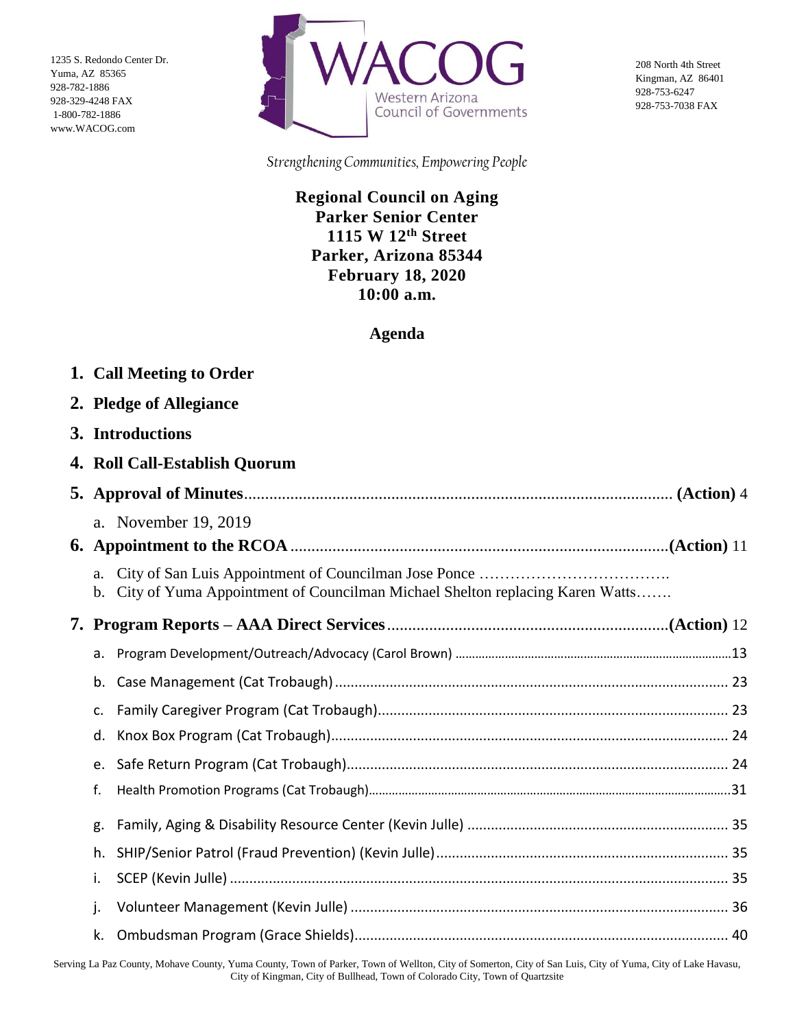1235 S. Redondo Center Dr.
Yuma, AZ 85365
928-782-1886
928-329-4248 FAX
1-800-782-1886
www.WACOG.com

WACOG
Western Arizona
Council of Governments

208 North 4th Street
Kingman, AZ 86401
928-753-6247
928-753-7038 FAX

*Strengthening Communities, Empowering People*

**Regional Council on Aging**
**Parker Senior Center**
**1115 W 12th Street**
**Parker, Arizona 85344**
**February 18, 2020**
**10:00 a.m.**

## Agenda

1. **Call Meeting to Order**
2. **Pledge of Allegiance**
3. **Introductions**
4. **Roll Call-Establish Quorum**
5. **Approval of Minutes**........................................................ **(Action)** 4
   a. November 19, 2019
6. **Appointment to the RCOA**........................................................**(Action)** 11
   a. City of San Luis Appointment of Councilman Jose Ponce ……………………………….
   b. City of Yuma Appointment of Councilman Michael Shelton replacing Karen Watts…….
7. **Program Reports – AAA Direct Services**........................................**(Action)** 12
   a. Program Development/Outreach/Advocacy (Carol Brown) ........................13
   b. Case Management (Cat Trobaugh) ........................ 23
   c. Family Caregiver Program (Cat Trobaugh)........................ 23
   d. Knox Box Program (Cat Trobaugh)........................ 24
   e. Safe Return Program (Cat Trobaugh)........................ 24
   f. Health Promotion Programs (Cat Trobaugh)........................31
   g. Family, Aging & Disability Resource Center (Kevin Julle) ........................ 35
   h. SHIP/Senior Patrol (Fraud Prevention) (Kevin Julle)........................ 35
   i. SCEP (Kevin Julle) ........................ 35
   j. Volunteer Management (Kevin Julle) ........................ 36
   k. Ombudsman Program (Grace Shields)........................ 40

Serving La Paz County, Mohave County, Yuma County, Town of Parker, Town of Wellton, City of Somerton, City of San Luis, City of Yuma, City of Lake Havasu, City of Kingman, City of Bullhead, Town of Colorado City, Town of Quartzsite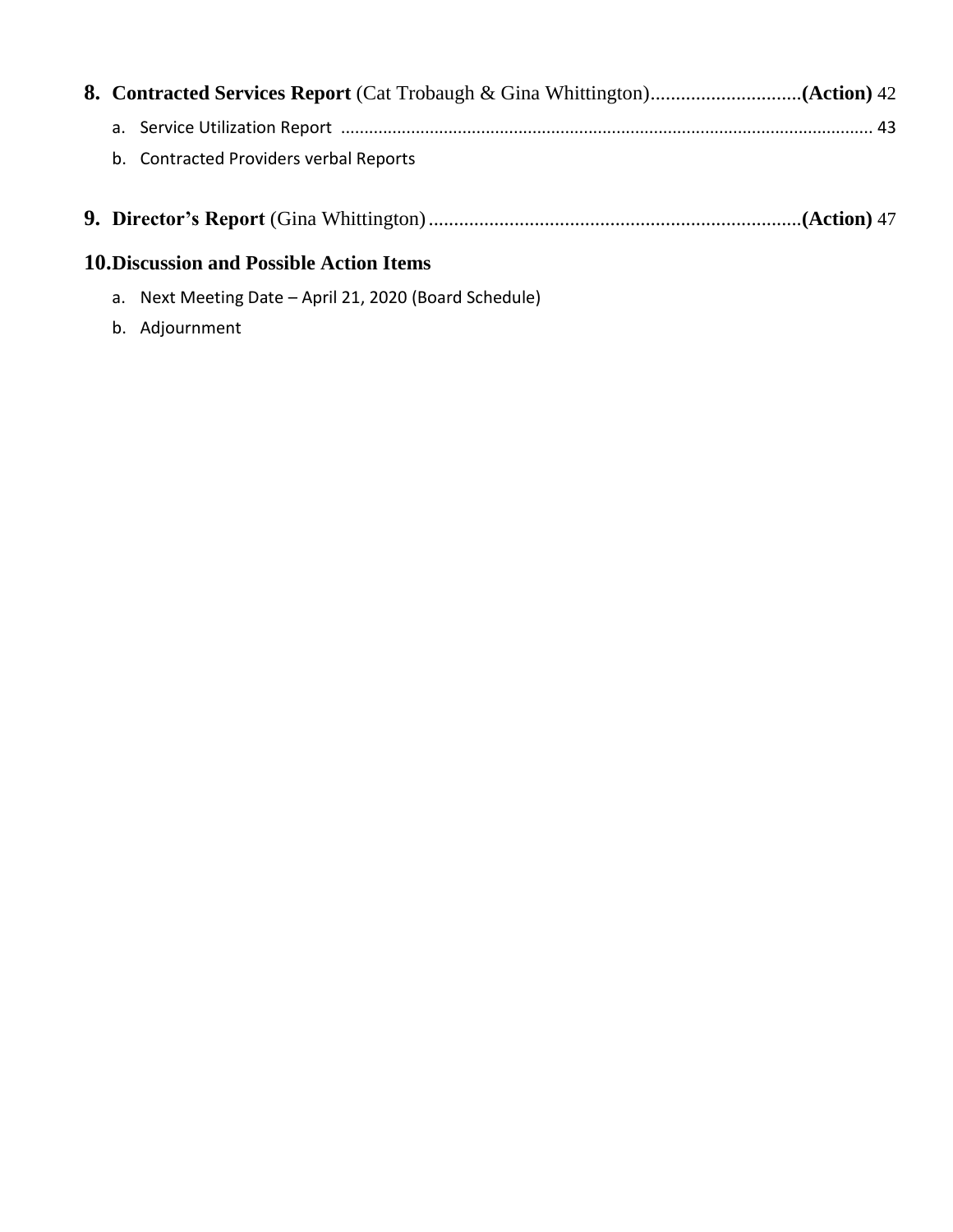**8. Contracted Services Report** (Cat Trobaugh & Gina Whittington)..............................**(Action)** 42

a. Service Utilization Report .................................................................................................................. 43

b. Contracted Providers verbal Reports

**9. Director's Report** (Gina Whittington)..........................................................................**(Action)** 47

**10. Discussion and Possible Action Items**

a. Next Meeting Date – April 21, 2020 (Board Schedule)

b. Adjournment